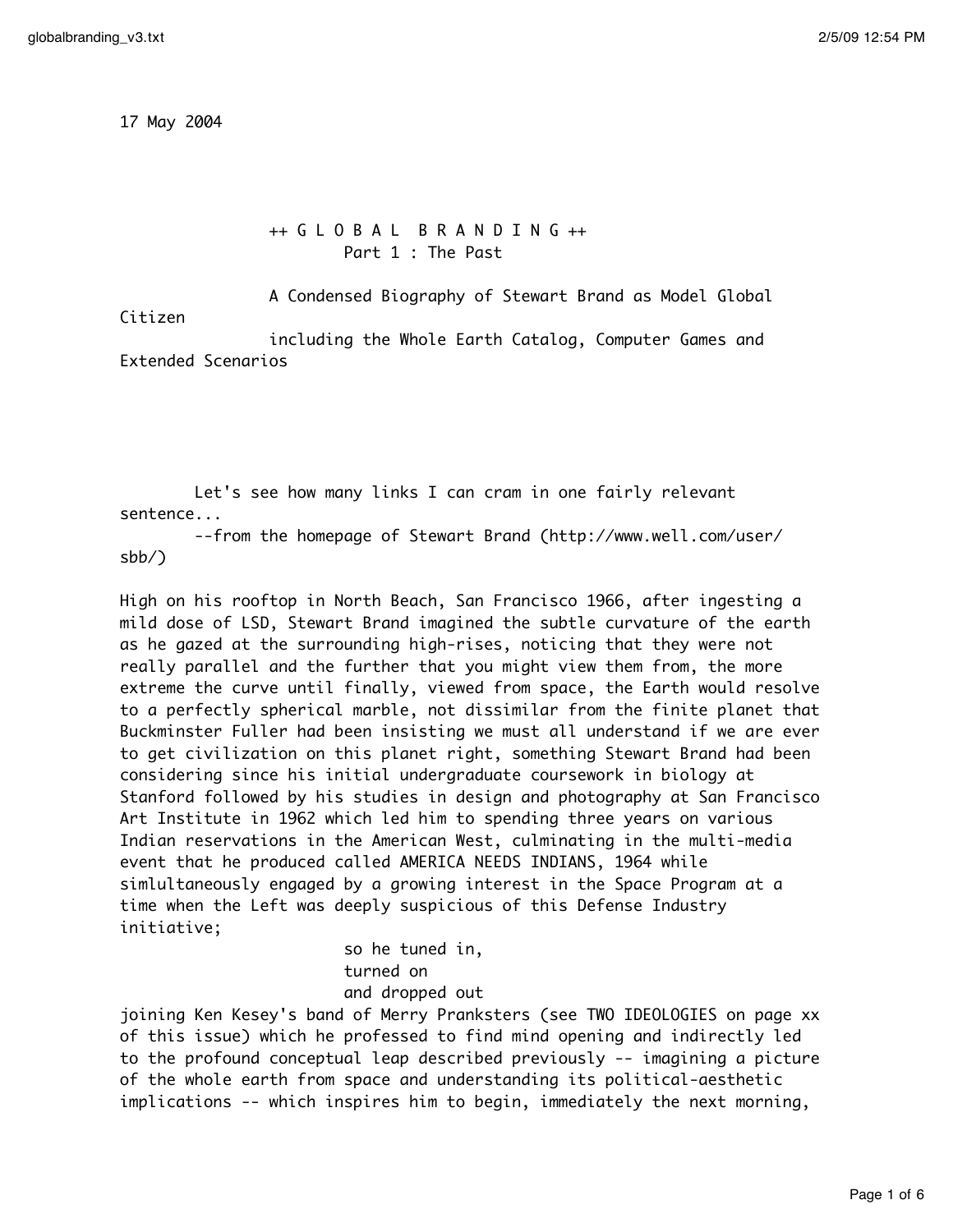17 May 2004

++ G L O B A L B R A N D I N G ++
Part 1 : The Past

A Condensed Biography of Stewart Brand as Model Global Citizen
including the Whole Earth Catalog, Computer Games and Extended Scenarios

Let's see how many links I can cram in one fairly relevant sentence...
--from the homepage of Stewart Brand (http://www.well.com/user/sbb/)

High on his rooftop in North Beach, San Francisco 1966, after ingesting a mild dose of LSD, Stewart Brand imagined the subtle curvature of the earth as he gazed at the surrounding high-rises, noticing that they were not really parallel and the further that you might view them from, the more extreme the curve until finally, viewed from space, the Earth would resolve to a perfectly spherical marble, not dissimilar from the finite planet that Buckminster Fuller had been insisting we must all understand if we are ever to get civilization on this planet right, something Stewart Brand had been considering since his initial undergraduate coursework in biology at Stanford followed by his studies in design and photography at San Francisco Art Institute in 1962 which led him to spending three years on various Indian reservations in the American West, culminating in the multi-media event that he produced called AMERICA NEEDS INDIANS, 1964 while simlultaneously engaged by a growing interest in the Space Program at a time when the Left was deeply suspicious of this Defense Industry initiative;

so he tuned in,
turned on
and dropped out

joining Ken Kesey's band of Merry Pranksters (see TWO IDEOLOGIES on page xx of this issue) which he professed to find mind opening and indirectly led to the profound conceptual leap described previously -- imagining a picture of the whole earth from space and understanding its political-aesthetic implications -- which inspires him to begin, immediately the next morning,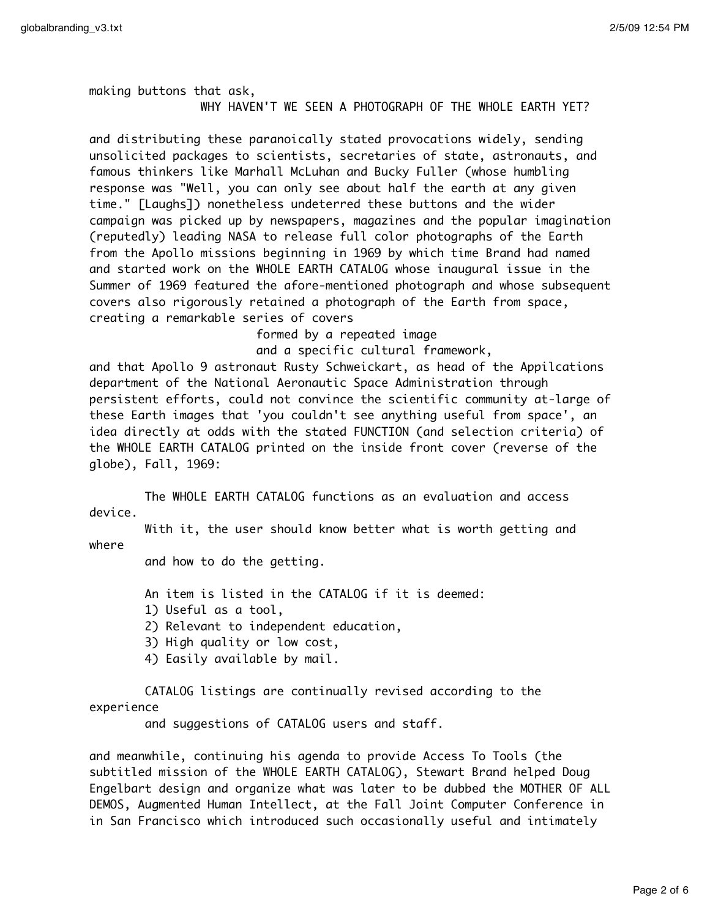making buttons that ask,

WHY HAVEN'T WE SEEN A PHOTOGRAPH OF THE WHOLE EARTH YET?

and distributing these paranoically stated provocations widely, sending unsolicited packages to scientists, secretaries of state, astronauts, and famous thinkers like Marhall McLuhan and Bucky Fuller (whose humbling response was "Well, you can only see about half the earth at any given time." [Laughs]) nonetheless undeterred these buttons and the wider campaign was picked up by newspapers, magazines and the popular imagination (reputedly) leading NASA to release full color photographs of the Earth from the Apollo missions beginning in 1969 by which time Brand had named and started work on the WHOLE EARTH CATALOG whose inaugural issue in the Summer of 1969 featured the afore-mentioned photograph and whose subsequent covers also rigorously retained a photograph of the Earth from space, creating a remarkable series of covers

formed by a repeated image
and a specific cultural framework,

and that Apollo 9 astronaut Rusty Schweickart, as head of the Appilcations department of the National Aeronautic Space Administration through persistent efforts, could not convince the scientific community at-large of these Earth images that 'you couldn't see anything useful from space', an idea directly at odds with the stated FUNCTION (and selection criteria) of the WHOLE EARTH CATALOG printed on the inside front cover (reverse of the globe), Fall, 1969:

> The WHOLE EARTH CATALOG functions as an evaluation and access device.
> With it, the user should know better what is worth getting and where
> and how to do the getting.
>
> An item is listed in the CATALOG if it is deemed:
> 1) Useful as a tool,
> 2) Relevant to independent education,
> 3) High quality or low cost,
> 4) Easily available by mail.
>
> CATALOG listings are continually revised according to the experience
> and suggestions of CATALOG users and staff.

and meanwhile, continuing his agenda to provide Access To Tools (the subtitled mission of the WHOLE EARTH CATALOG), Stewart Brand helped Doug Engelbart design and organize what was later to be dubbed the MOTHER OF ALL DEMOS, Augmented Human Intellect, at the Fall Joint Computer Conference in in San Francisco which introduced such occasionally useful and intimately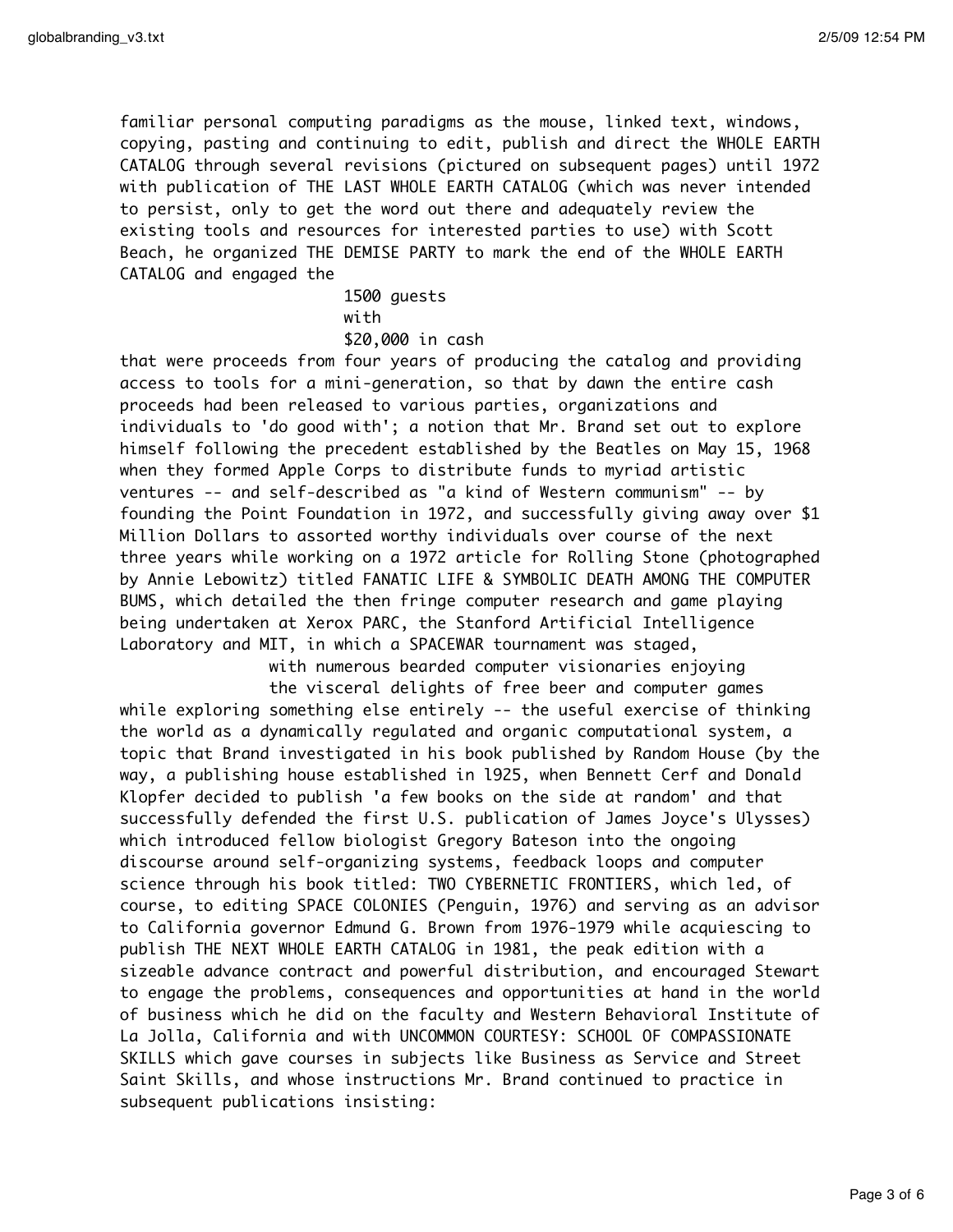familiar personal computing paradigms as the mouse, linked text, windows, copying, pasting and continuing to edit, publish and direct the WHOLE EARTH CATALOG through several revisions (pictured on subsequent pages) until 1972 with publication of THE LAST WHOLE EARTH CATALOG (which was never intended to persist, only to get the word out there and adequately review the existing tools and resources for interested parties to use) with Scott Beach, he organized THE DEMISE PARTY to mark the end of the WHOLE EARTH CATALOG and engaged the

1500 guests
with
$20,000 in cash

that were proceeds from four years of producing the catalog and providing access to tools for a mini-generation, so that by dawn the entire cash proceeds had been released to various parties, organizations and individuals to 'do good with'; a notion that Mr. Brand set out to explore himself following the precedent established by the Beatles on May 15, 1968 when they formed Apple Corps to distribute funds to myriad artistic ventures -- and self-described as "a kind of Western communism" -- by founding the Point Foundation in 1972, and successfully giving away over $1 Million Dollars to assorted worthy individuals over course of the next three years while working on a 1972 article for Rolling Stone (photographed by Annie Lebowitz) titled FANATIC LIFE & SYMBOLIC DEATH AMONG THE COMPUTER BUMS, which detailed the then fringe computer research and game playing being undertaken at Xerox PARC, the Stanford Artificial Intelligence Laboratory and MIT, in which a SPACEWAR tournament was staged,

with numerous bearded computer visionaries enjoying
the visceral delights of free beer and computer games

while exploring something else entirely -- the useful exercise of thinking the world as a dynamically regulated and organic computational system, a topic that Brand investigated in his book published by Random House (by the way, a publishing house established in l925, when Bennett Cerf and Donald Klopfer decided to publish 'a few books on the side at random' and that successfully defended the first U.S. publication of James Joyce's Ulysses) which introduced fellow biologist Gregory Bateson into the ongoing discourse around self-organizing systems, feedback loops and computer science through his book titled: TWO CYBERNETIC FRONTIERS, which led, of course, to editing SPACE COLONIES (Penguin, 1976) and serving as an advisor to California governor Edmund G. Brown from 1976-1979 while acquiescing to publish THE NEXT WHOLE EARTH CATALOG in 1981, the peak edition with a sizeable advance contract and powerful distribution, and encouraged Stewart to engage the problems, consequences and opportunities at hand in the world of business which he did on the faculty and Western Behavioral Institute of La Jolla, California and with UNCOMMON COURTESY: SCHOOL OF COMPASSIONATE SKILLS which gave courses in subjects like Business as Service and Street Saint Skills, and whose instructions Mr. Brand continued to practice in subsequent publications insisting: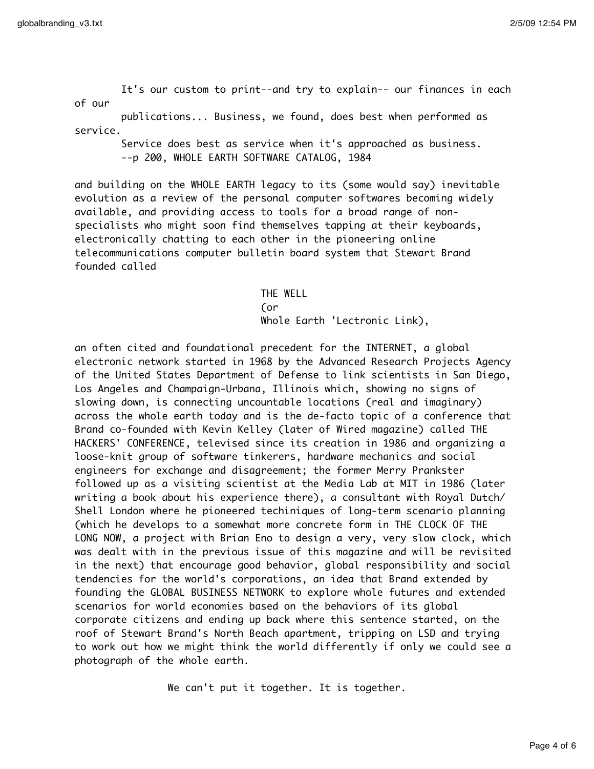It's our custom to print--and try to explain-- our finances in each of our publications... Business, we found, does best when performed as service. Service does best as service when it's approached as business.
--p 200, WHOLE EARTH SOFTWARE CATALOG, 1984

and building on the WHOLE EARTH legacy to its (some would say) inevitable evolution as a review of the personal computer softwares becoming widely available, and providing access to tools for a broad range of non-specialists who might soon find themselves tapping at their keyboards, electronically chatting to each other in the pioneering online telecommunications computer bulletin board system that Stewart Brand founded called

THE WELL
(or
Whole Earth 'Lectronic Link),

an often cited and foundational precedent for the INTERNET, a global electronic network started in 1968 by the Advanced Research Projects Agency of the United States Department of Defense to link scientists in San Diego, Los Angeles and Champaign-Urbana, Illinois which, showing no signs of slowing down, is connecting uncountable locations (real and imaginary) across the whole earth today and is the de-facto topic of a conference that Brand co-founded with Kevin Kelley (later of Wired magazine) called THE HACKERS' CONFERENCE, televised since its creation in 1986 and organizing a loose-knit group of software tinkerers, hardware mechanics and social engineers for exchange and disagreement; the former Merry Prankster followed up as a visiting scientist at the Media Lab at MIT in 1986 (later writing a book about his experience there), a consultant with Royal Dutch/Shell London where he pioneered techiniques of long-term scenario planning (which he develops to a somewhat more concrete form in THE CLOCK OF THE LONG NOW, a project with Brian Eno to design a very, very slow clock, which was dealt with in the previous issue of this magazine and will be revisited in the next) that encourage good behavior, global responsibility and social tendencies for the world's corporations, an idea that Brand extended by founding the GLOBAL BUSINESS NETWORK to explore whole futures and extended scenarios for world economies based on the behaviors of its global corporate citizens and ending up back where this sentence started, on the roof of Stewart Brand's North Beach apartment, tripping on LSD and trying to work out how we might think the world differently if only we could see a photograph of the whole earth.

We can't put it together. It is together.